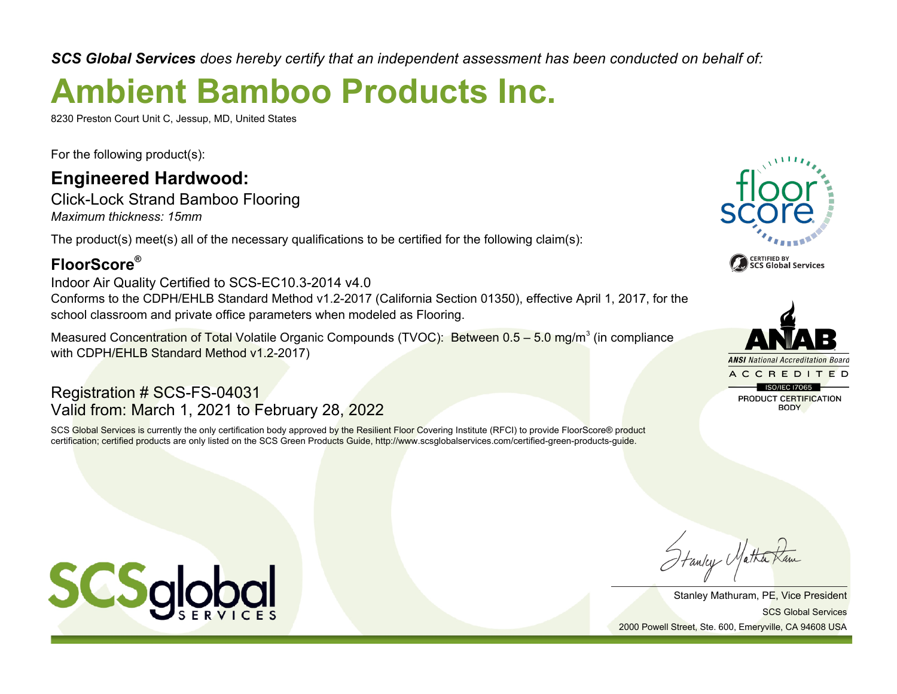***SCS Global Services** does hereby certify that an independent assessment has been conducted on behalf of:*

# Ambient Bamboo Products Inc.

8230 Preston Court Unit C, Jessup, MD, United States

For the following product(s):

## Engineered Hardwood:

Click-Lock Strand Bamboo Flooring

*Maximum thickness: 15mm*

The product(s) meet(s) all of the necessary qualifications to be certified for the following claim(s):

## FloorScore®

Indoor Air Quality Certified to SCS-EC10.3-2014 v4.0

Conforms to the CDPH/EHLB Standard Method v1.2-2017 (California Section 01350), effective April 1, 2017, for the school classroom and private office parameters when modeled as Flooring.

Measured Concentration of Total Volatile Organic Compounds (TVOC): Between 0.5 – 5.0 mg/$m^3$ (in compliance with CDPH/EHLB Standard Method v1.2-2017)

Registration # SCS-FS-04031

Valid from: March 1, 2021 to February 28, 2022

SCS Global Services is currently the only certification body approved by the Resilient Floor Covering Institute (RFCI) to provide FloorScore® product certification; certified products are only listed on the SCS Green Products Guide, http://www.scsglobalservices.com/certified-green-products-guide.

floor score

CERTIFIED BY SCS Global Services

ANAB

ANSI National Accreditation Board

ACCREDITED

ISO/IEC 17065

PRODUCT CERTIFICATION BODY

SCS global SERVICES

Stanley Mathuram, PE, Vice President

SCS Global Services

2000 Powell Street, Ste. 600, Emeryville, CA 94608 USA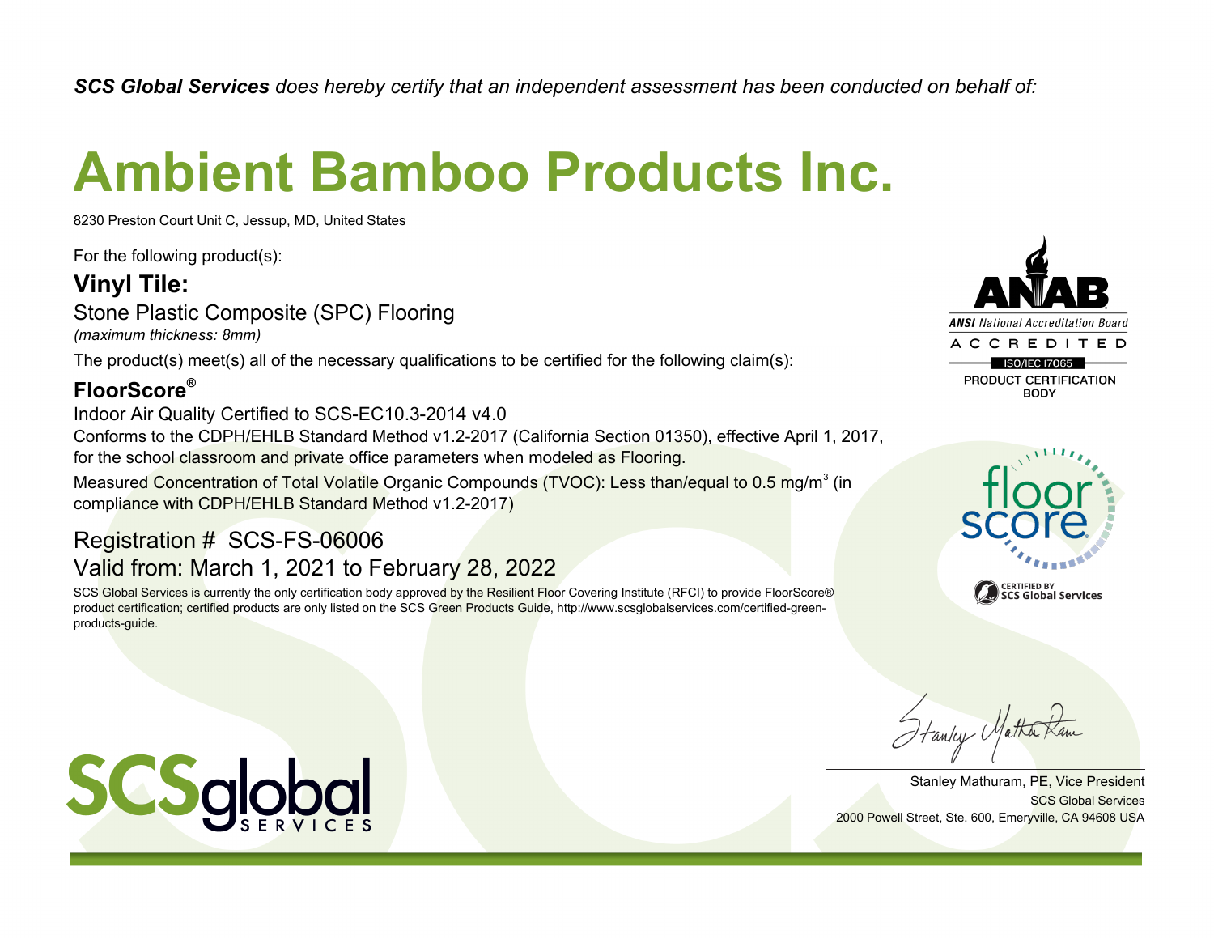***SCS Global Services** does hereby certify that an independent assessment has been conducted on behalf of:*

# Ambient Bamboo Products Inc.

8230 Preston Court Unit C, Jessup, MD, United States

For the following product(s):

## Vinyl Tile:

Stone Plastic Composite (SPC) Flooring

*(maximum thickness: 8mm)*

The product(s) meet(s) all of the necessary qualifications to be certified for the following claim(s):

## FloorScore®

Indoor Air Quality Certified to SCS-EC10.3-2014 v4.0

Conforms to the CDPH/EHLB Standard Method v1.2-2017 (California Section 01350), effective April 1, 2017, for the school classroom and private office parameters when modeled as Flooring.

Measured Concentration of Total Volatile Organic Compounds (TVOC): Less than/equal to 0.5 mg/m$^3$ (in compliance with CDPH/EHLB Standard Method v1.2-2017)

Registration # SCS-FS-06006

Valid from: March 1, 2021 to February 28, 2022

SCS Global Services is currently the only certification body approved by the Resilient Floor Covering Institute (RFCI) to provide FloorScore® product certification; certified products are only listed on the SCS Green Products Guide, http://www.scsglobalservices.com/certified-green-products-guide.

ANAB
ANSI National Accreditation Board
ACCREDITED
ISO/IEC 17065
PRODUCT CERTIFICATION BODY

floor score

CERTIFIED BY SCS Global Services

Stanley Mathuram, PE, Vice President
SCS Global Services
2000 Powell Street, Ste. 600, Emeryville, CA 94608 USA

SCS global SERVICES